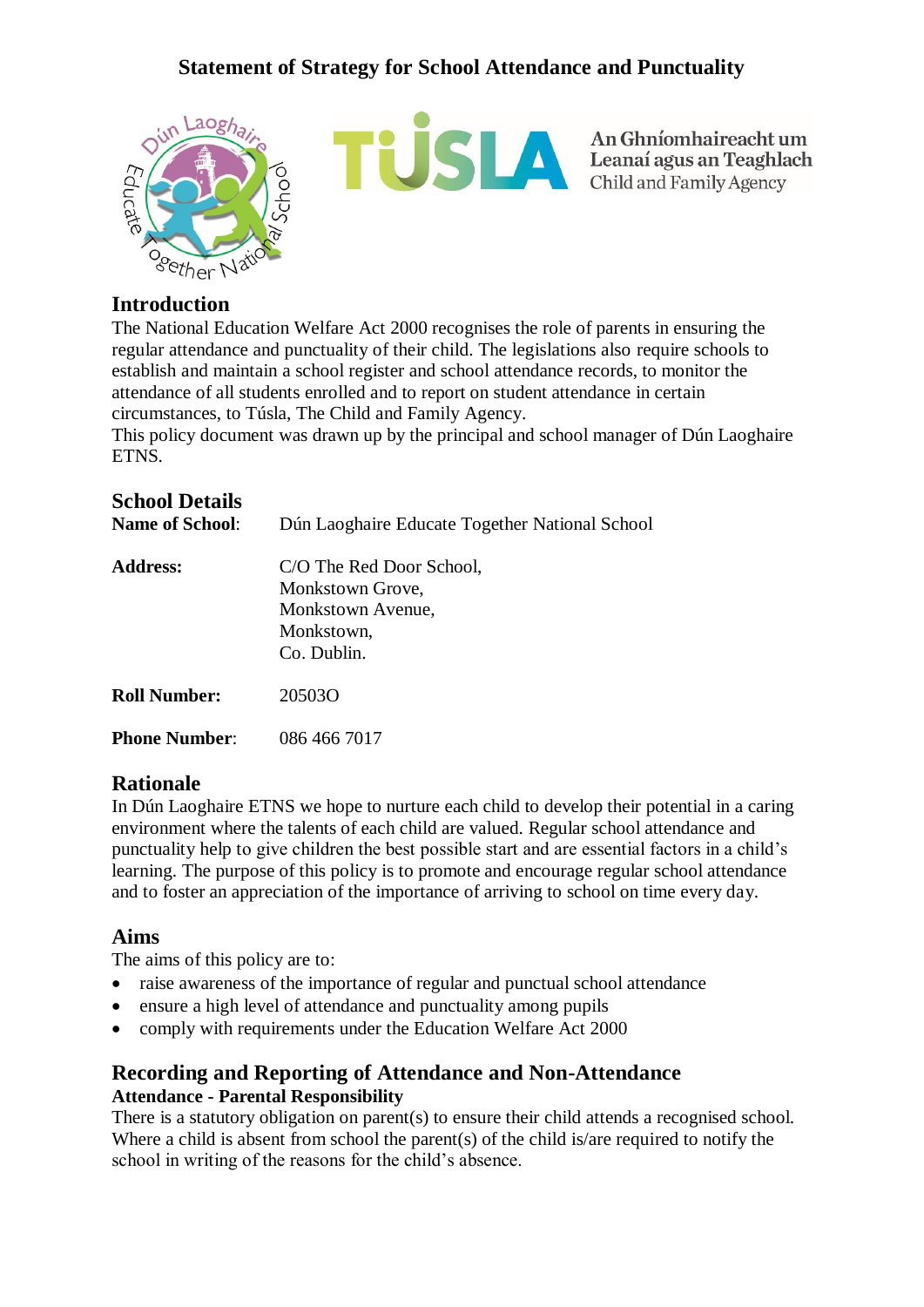# Statement of Strategy for School Attendance and Punctuality

## Introduction

The National Education Welfare Act 2000 recognises the role of parents in ensuring the regular attendance and punctuality of their child. The legislations also require schools to establish and maintain a school register and school attendance records, to monitor the attendance of all students enrolled and to report on student attendance in certain circumstances, to Túsla, The Child and Family Agency.

This policy document was drawn up by the principal and school manager of Dún Laoghaire ETNS.

## School Details

| | |
|---|---|
| **Name of School**: | Dún Laoghaire Educate Together National School |
| **Address:** | C/O The Red Door School,<br>Monkstown Grove,<br>Monkstown Avenue,<br>Monkstown,<br>Co. Dublin. |
| **Roll Number:** | 20503O |
| **Phone Number**: | 086 466 7017 |

## Rationale

In Dún Laoghaire ETNS we hope to nurture each child to develop their potential in a caring environment where the talents of each child are valued. Regular school attendance and punctuality help to give children the best possible start and are essential factors in a child's learning. The purpose of this policy is to promote and encourage regular school attendance and to foster an appreciation of the importance of arriving to school on time every day.

## Aims

The aims of this policy are to:

- raise awareness of the importance of regular and punctual school attendance
- ensure a high level of attendance and punctuality among pupils
- comply with requirements under the Education Welfare Act 2000

## Recording and Reporting of Attendance and Non-Attendance

### Attendance - Parental Responsibility

There is a statutory obligation on parent(s) to ensure their child attends a recognised school. Where a child is absent from school the parent(s) of the child is/are required to notify the school in writing of the reasons for the child's absence.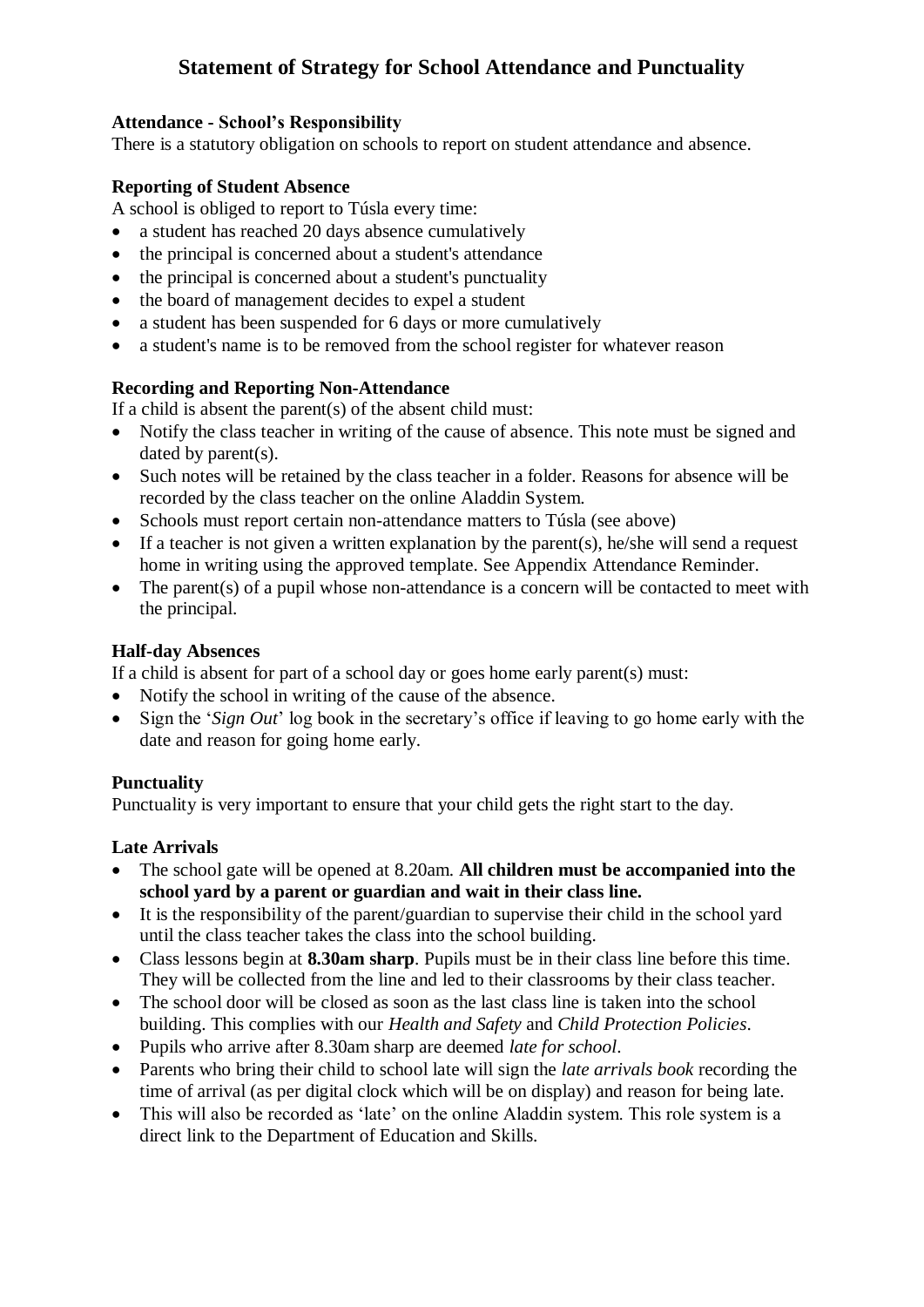# Statement of Strategy for School Attendance and Punctuality

### Attendance - School's Responsibility

There is a statutory obligation on schools to report on student attendance and absence.

### Reporting of Student Absence

A school is obliged to report to Túsla every time:

- a student has reached 20 days absence cumulatively
- the principal is concerned about a student's attendance
- the principal is concerned about a student's punctuality
- the board of management decides to expel a student
- a student has been suspended for 6 days or more cumulatively
- a student's name is to be removed from the school register for whatever reason

### Recording and Reporting Non-Attendance

If a child is absent the parent(s) of the absent child must:

- Notify the class teacher in writing of the cause of absence. This note must be signed and dated by parent(s).
- Such notes will be retained by the class teacher in a folder. Reasons for absence will be recorded by the class teacher on the online Aladdin System.
- Schools must report certain non-attendance matters to Túsla (see above)
- If a teacher is not given a written explanation by the parent(s), he/she will send a request home in writing using the approved template. See Appendix Attendance Reminder.
- The parent(s) of a pupil whose non-attendance is a concern will be contacted to meet with the principal.

### Half-day Absences

If a child is absent for part of a school day or goes home early parent(s) must:

- Notify the school in writing of the cause of the absence.
- Sign the '*Sign Out*' log book in the secretary's office if leaving to go home early with the date and reason for going home early.

### Punctuality

Punctuality is very important to ensure that your child gets the right start to the day.

### Late Arrivals

- The school gate will be opened at 8.20am. **All children must be accompanied into the school yard by a parent or guardian and wait in their class line.**
- It is the responsibility of the parent/guardian to supervise their child in the school yard until the class teacher takes the class into the school building.
- Class lessons begin at **8.30am sharp**. Pupils must be in their class line before this time. They will be collected from the line and led to their classrooms by their class teacher.
- The school door will be closed as soon as the last class line is taken into the school building. This complies with our *Health and Safety* and *Child Protection Policies*.
- Pupils who arrive after 8.30am sharp are deemed *late for school*.
- Parents who bring their child to school late will sign the *late arrivals book* recording the time of arrival (as per digital clock which will be on display) and reason for being late.
- This will also be recorded as 'late' on the online Aladdin system. This role system is a direct link to the Department of Education and Skills.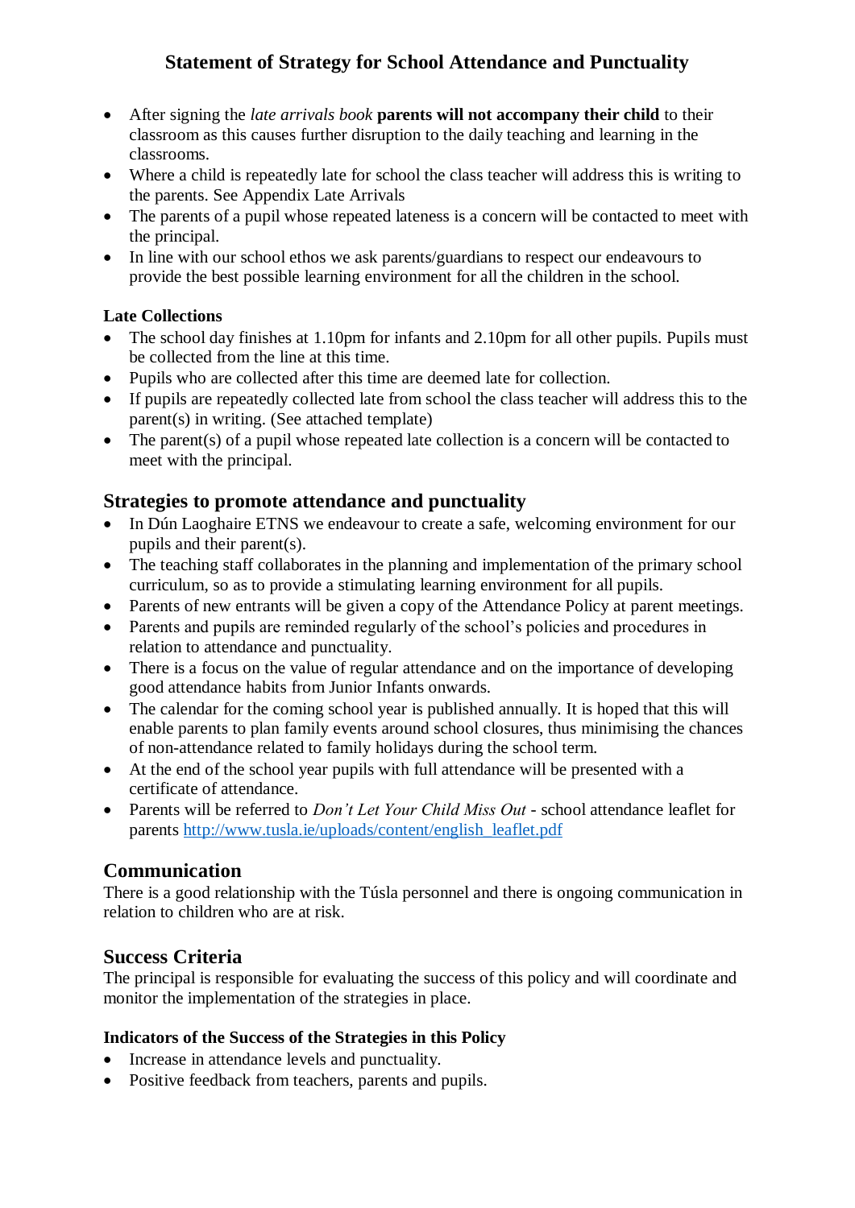# Statement of Strategy for School Attendance and Punctuality

- After signing the *late arrivals book* **parents will not accompany their child** to their classroom as this causes further disruption to the daily teaching and learning in the classrooms.
- Where a child is repeatedly late for school the class teacher will address this is writing to the parents. See Appendix Late Arrivals
- The parents of a pupil whose repeated lateness is a concern will be contacted to meet with the principal.
- In line with our school ethos we ask parents/guardians to respect our endeavours to provide the best possible learning environment for all the children in the school.

**Late Collections**

- The school day finishes at 1.10pm for infants and 2.10pm for all other pupils. Pupils must be collected from the line at this time.
- Pupils who are collected after this time are deemed late for collection.
- If pupils are repeatedly collected late from school the class teacher will address this to the parent(s) in writing. (See attached template)
- The parent(s) of a pupil whose repeated late collection is a concern will be contacted to meet with the principal.

## Strategies to promote attendance and punctuality

- In Dún Laoghaire ETNS we endeavour to create a safe, welcoming environment for our pupils and their parent(s).
- The teaching staff collaborates in the planning and implementation of the primary school curriculum, so as to provide a stimulating learning environment for all pupils.
- Parents of new entrants will be given a copy of the Attendance Policy at parent meetings.
- Parents and pupils are reminded regularly of the school's policies and procedures in relation to attendance and punctuality.
- There is a focus on the value of regular attendance and on the importance of developing good attendance habits from Junior Infants onwards.
- The calendar for the coming school year is published annually. It is hoped that this will enable parents to plan family events around school closures, thus minimising the chances of non-attendance related to family holidays during the school term.
- At the end of the school year pupils with full attendance will be presented with a certificate of attendance.
- Parents will be referred to *Don't Let Your Child Miss Out* - school attendance leaflet for parents [http://www.tusla.ie/uploads/content/english_leaflet.pdf](http://www.tusla.ie/uploads/content/english_leaflet.pdf)

## Communication

There is a good relationship with the Túsla personnel and there is ongoing communication in relation to children who are at risk.

## Success Criteria

The principal is responsible for evaluating the success of this policy and will coordinate and monitor the implementation of the strategies in place.

**Indicators of the Success of the Strategies in this Policy**

- Increase in attendance levels and punctuality.
- Positive feedback from teachers, parents and pupils.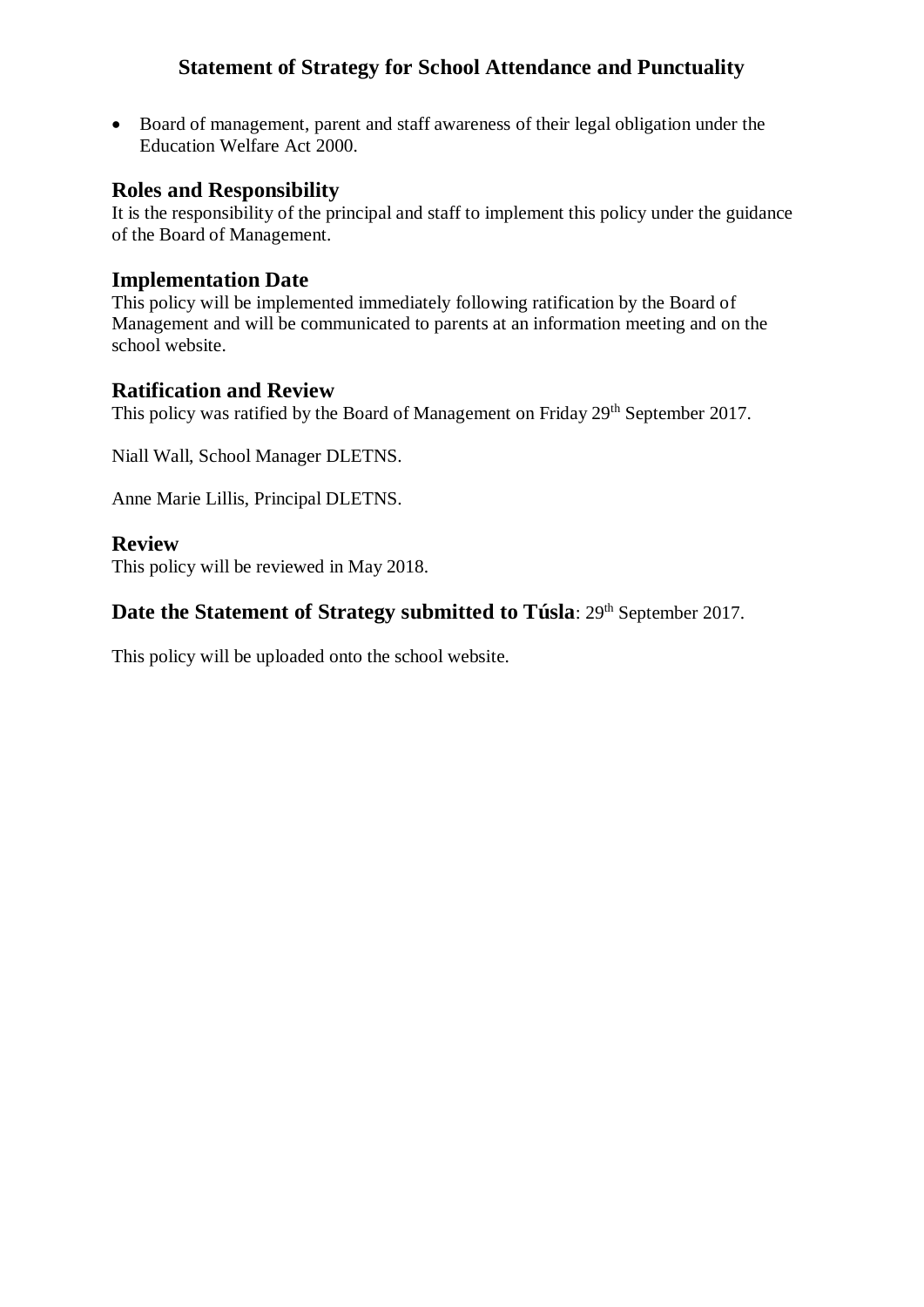- Board of management, parent and staff awareness of their legal obligation under the Education Welfare Act 2000.

## Roles and Responsibility

It is the responsibility of the principal and staff to implement this policy under the guidance of the Board of Management.

## Implementation Date

This policy will be implemented immediately following ratification by the Board of Management and will be communicated to parents at an information meeting and on the school website.

## Ratification and Review

This policy was ratified by the Board of Management on Friday 29th September 2017.

Niall Wall, School Manager DLETNS.

Anne Marie Lillis, Principal DLETNS.

## Review

This policy will be reviewed in May 2018.

## Date the Statement of Strategy submitted to Túsla: 29th September 2017.

This policy will be uploaded onto the school website.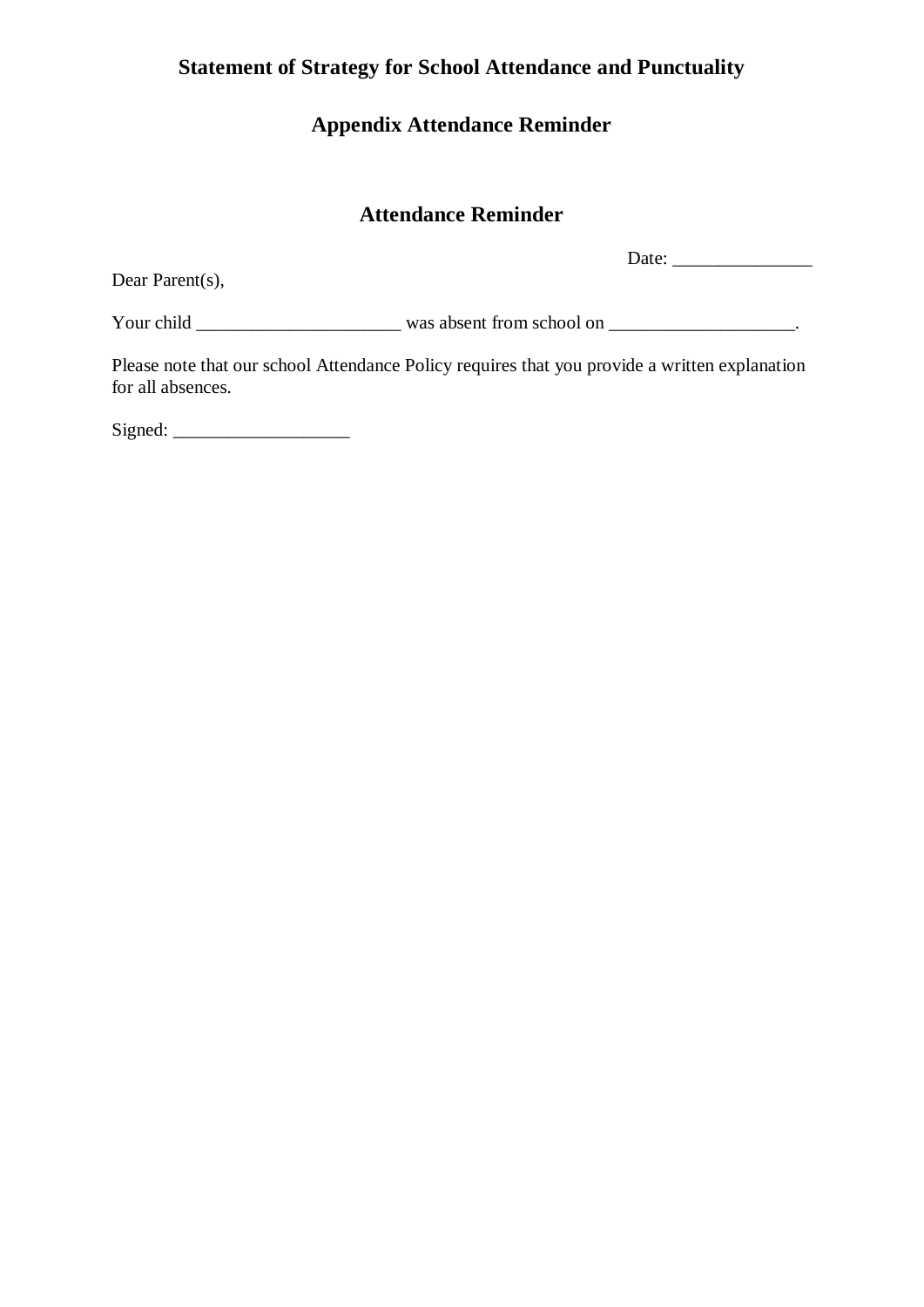## Statement of Strategy for School Attendance and Punctuality

## Appendix Attendance Reminder

### Attendance Reminder

Date: _______________

Dear Parent(s),

Your child ______________________ was absent from school on ____________________.

Please note that our school Attendance Policy requires that you provide a written explanation for all absences.

Signed: ___________________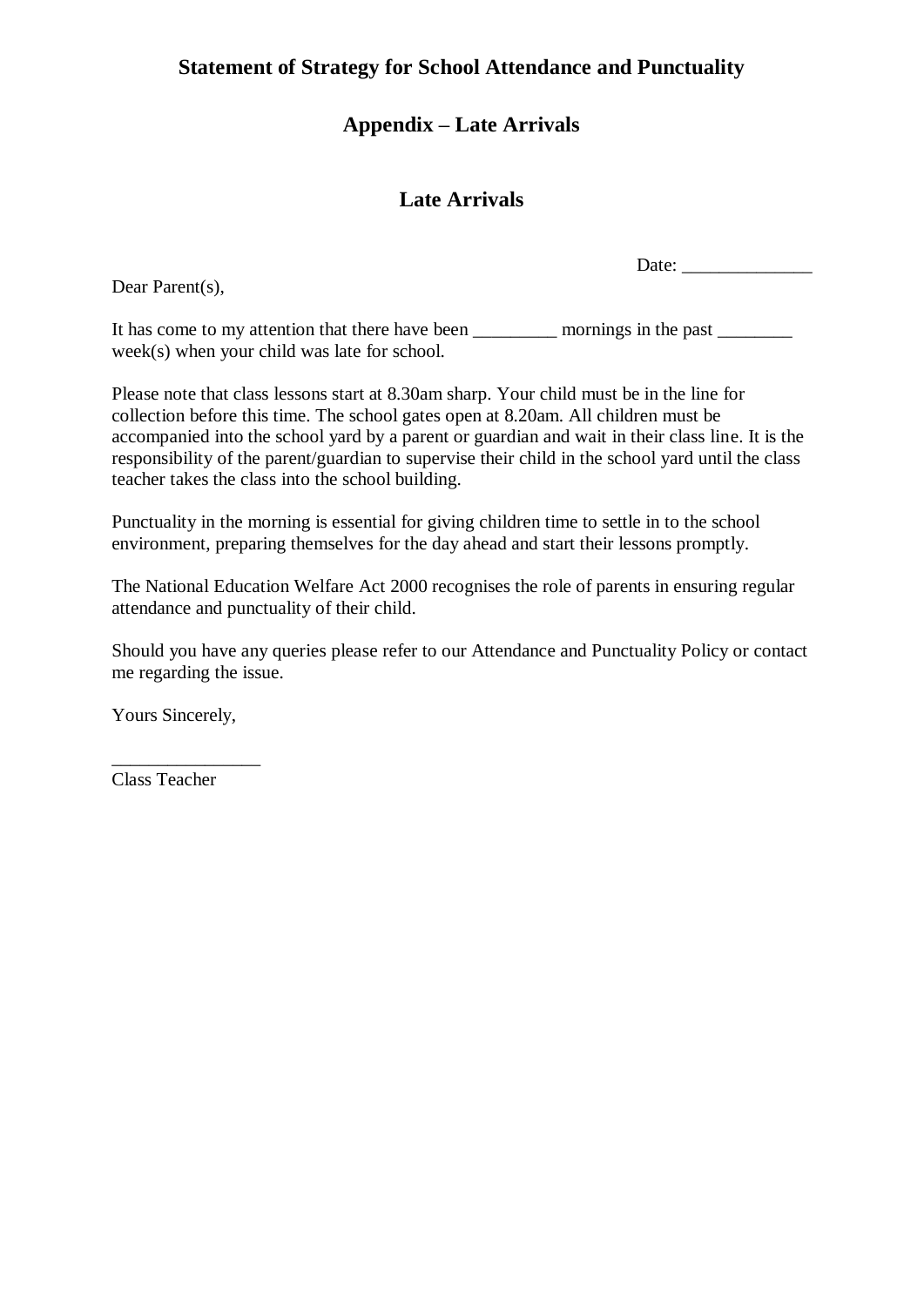## Statement of Strategy for School Attendance and Punctuality

## Appendix – Late Arrivals

### Late Arrivals

Date: ______________

Dear Parent(s),

It has come to my attention that there have been _________ mornings in the past ________ week(s) when your child was late for school.

Please note that class lessons start at 8.30am sharp. Your child must be in the line for collection before this time. The school gates open at 8.20am. All children must be accompanied into the school yard by a parent or guardian and wait in their class line. It is the responsibility of the parent/guardian to supervise their child in the school yard until the class teacher takes the class into the school building.

Punctuality in the morning is essential for giving children time to settle in to the school environment, preparing themselves for the day ahead and start their lessons promptly.

The National Education Welfare Act 2000 recognises the role of parents in ensuring regular attendance and punctuality of their child.

Should you have any queries please refer to our Attendance and Punctuality Policy or contact me regarding the issue.

Yours Sincerely,

_______________
Class Teacher